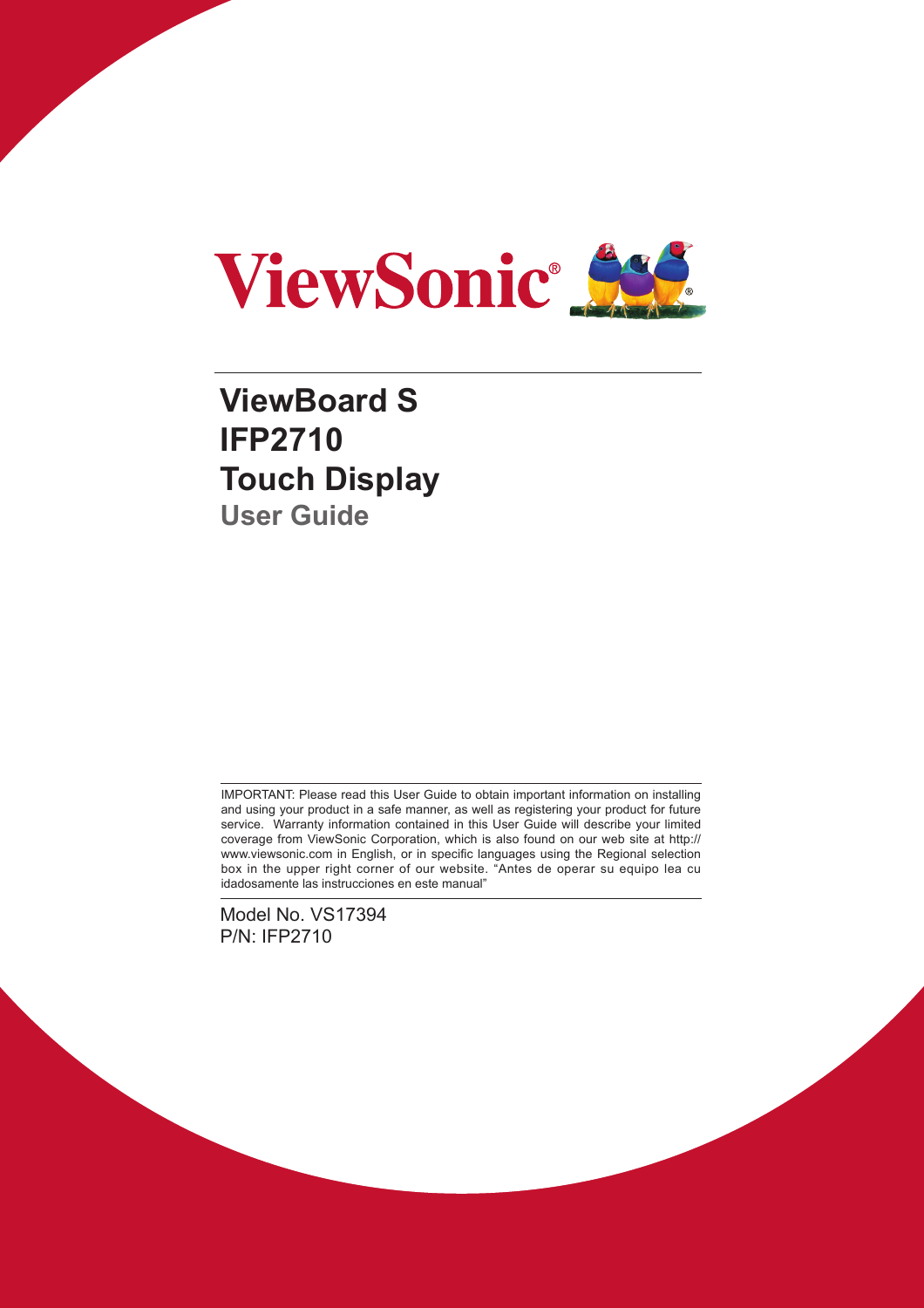ViewSonic®

# ViewBoard S
# IFP2710
# Touch Display
## User Guide

IMPORTANT: Please read this User Guide to obtain important information on installing and using your product in a safe manner, as well as registering your product for future service. Warranty information contained in this User Guide will describe your limited coverage from ViewSonic Corporation, which is also found on our web site at http://www.viewsonic.com in English, or in specific languages using the Regional selection box in the upper right corner of our website. "Antes de operar su equipo lea cu idadosamente las instrucciones en este manual"

Model No. VS17394
P/N: IFP2710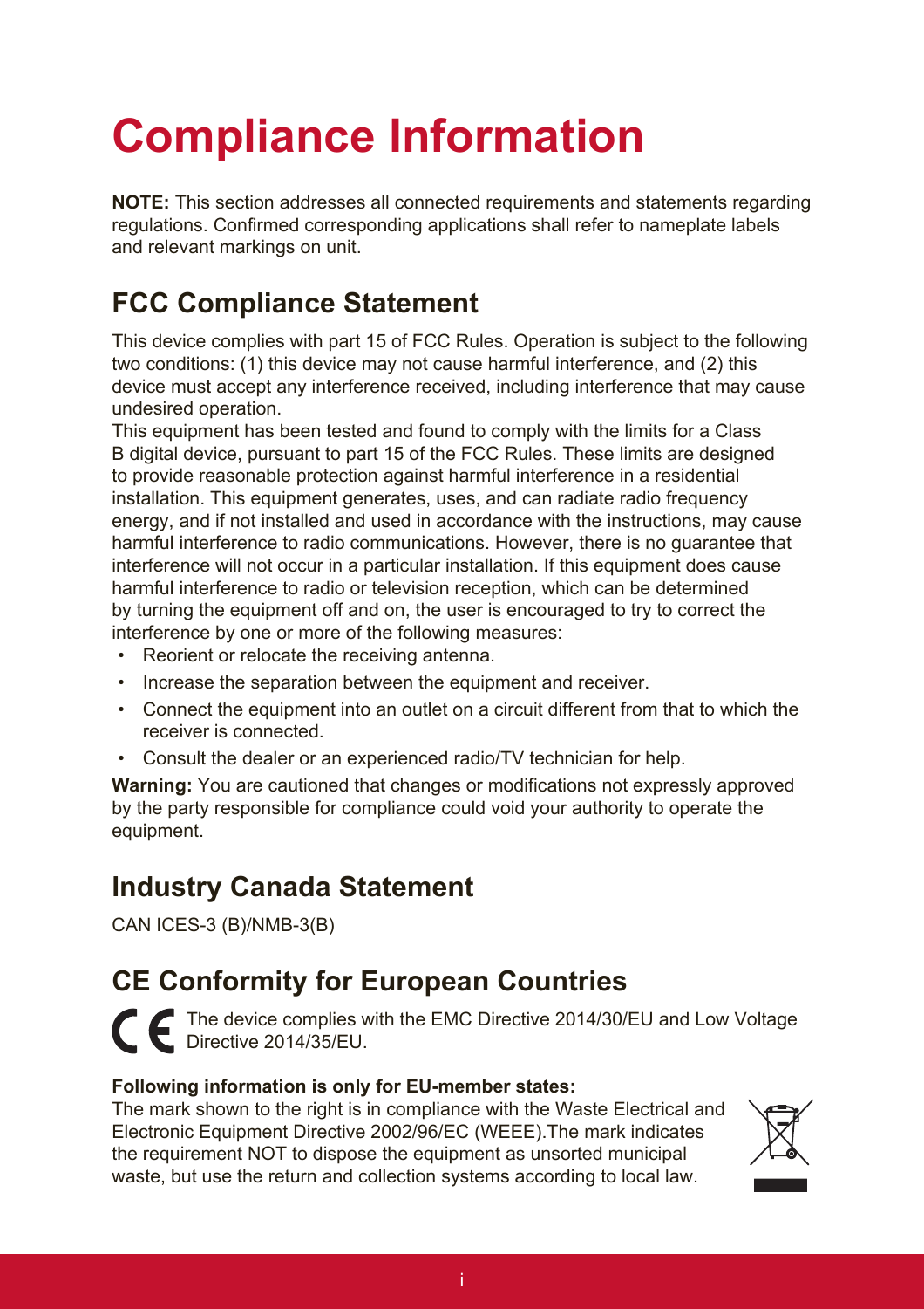# Compliance Information

**NOTE:** This section addresses all connected requirements and statements regarding regulations. Confirmed corresponding applications shall refer to nameplate labels and relevant markings on unit.

## FCC Compliance Statement

This device complies with part 15 of FCC Rules. Operation is subject to the following two conditions: (1) this device may not cause harmful interference, and (2) this device must accept any interference received, including interference that may cause undesired operation.

This equipment has been tested and found to comply with the limits for a Class B digital device, pursuant to part 15 of the FCC Rules. These limits are designed to provide reasonable protection against harmful interference in a residential installation. This equipment generates, uses, and can radiate radio frequency energy, and if not installed and used in accordance with the instructions, may cause harmful interference to radio communications. However, there is no guarantee that interference will not occur in a particular installation. If this equipment does cause harmful interference to radio or television reception, which can be determined by turning the equipment off and on, the user is encouraged to try to correct the interference by one or more of the following measures:

- Reorient or relocate the receiving antenna.
- Increase the separation between the equipment and receiver.
- Connect the equipment into an outlet on a circuit different from that to which the receiver is connected.
- Consult the dealer or an experienced radio/TV technician for help.

**Warning:** You are cautioned that changes or modifications not expressly approved by the party responsible for compliance could void your authority to operate the equipment.

## Industry Canada Statement

CAN ICES-3 (B)/NMB-3(B)

## CE Conformity for European Countries

The device complies with the EMC Directive 2014/30/EU and Low Voltage Directive 2014/35/EU.

**Following information is only for EU-member states:**

The mark shown to the right is in compliance with the Waste Electrical and Electronic Equipment Directive 2002/96/EC (WEEE).The mark indicates the requirement NOT to dispose the equipment as unsorted municipal waste, but use the return and collection systems according to local law.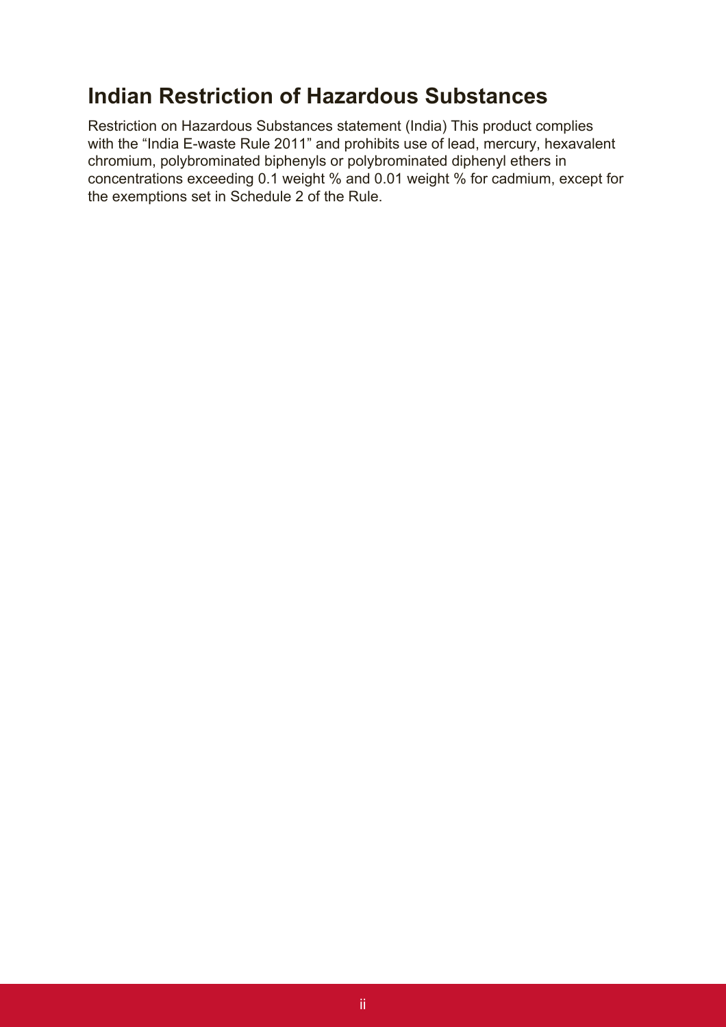## Indian Restriction of Hazardous Substances

Restriction on Hazardous Substances statement (India) This product complies with the “India E-waste Rule 2011” and prohibits use of lead, mercury, hexavalent chromium, polybrominated biphenyls or polybrominated diphenyl ethers in concentrations exceeding 0.1 weight % and 0.01 weight % for cadmium, except for the exemptions set in Schedule 2 of the Rule.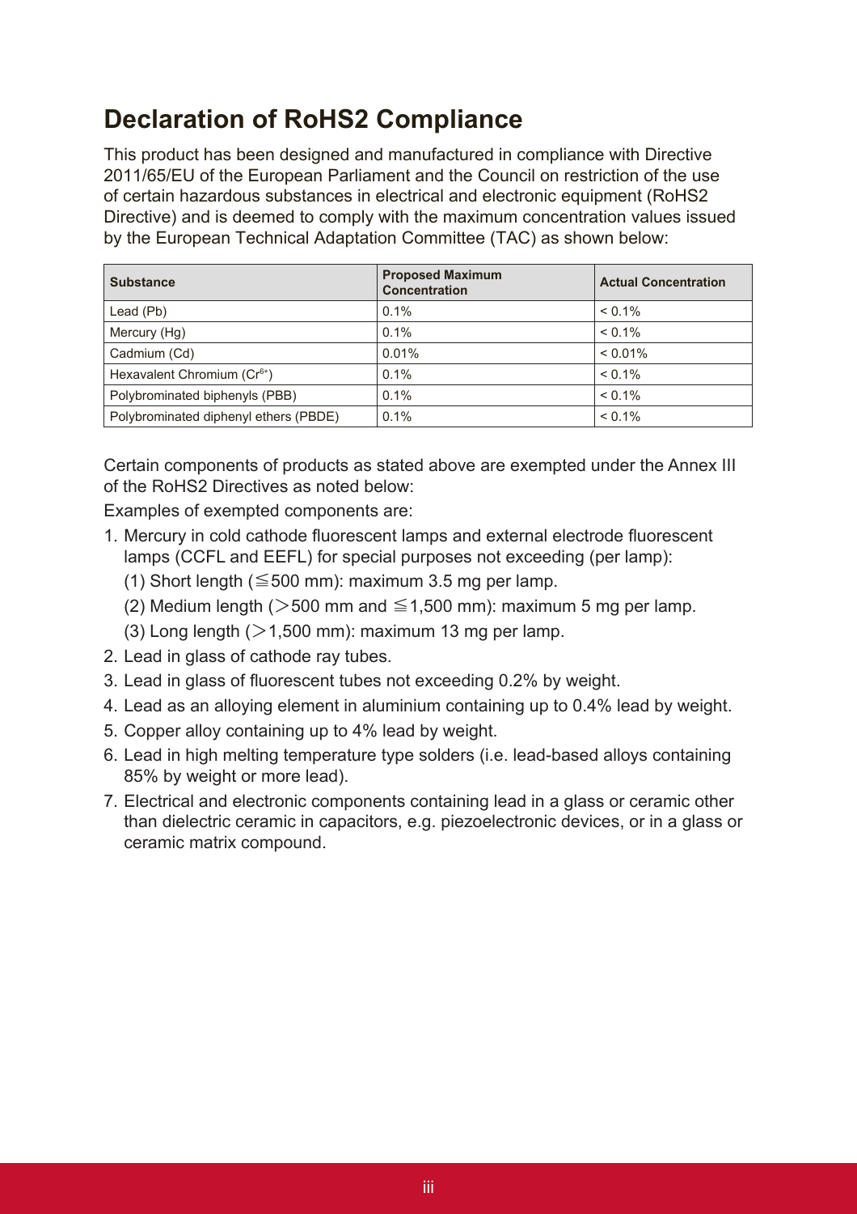## Declaration of RoHS2 Compliance

This product has been designed and manufactured in compliance with Directive 2011/65/EU of the European Parliament and the Council on restriction of the use of certain hazardous substances in electrical and electronic equipment (RoHS2 Directive) and is deemed to comply with the maximum concentration values issued by the European Technical Adaptation Committee (TAC) as shown below:

| Substance | Proposed Maximum Concentration | Actual Concentration |
|---|---|---|
| Lead (Pb) | 0.1% | < 0.1% |
| Mercury (Hg) | 0.1% | < 0.1% |
| Cadmium (Cd) | 0.01% | < 0.01% |
| Hexavalent Chromium ($Cr^{6+}$) | 0.1% | < 0.1% |
| Polybrominated biphenyls (PBB) | 0.1% | < 0.1% |
| Polybrominated diphenyl ethers (PBDE) | 0.1% | < 0.1% |

Certain components of products as stated above are exempted under the Annex III of the RoHS2 Directives as noted below:

Examples of exempted components are:

1. Mercury in cold cathode fluorescent lamps and external electrode fluorescent lamps (CCFL and EEFL) for special purposes not exceeding (per lamp):
   (1) Short length (≦500 mm): maximum 3.5 mg per lamp.
   (2) Medium length (＞500 mm and ≦1,500 mm): maximum 5 mg per lamp.
   (3) Long length (＞1,500 mm): maximum 13 mg per lamp.
2. Lead in glass of cathode ray tubes.
3. Lead in glass of fluorescent tubes not exceeding 0.2% by weight.
4. Lead as an alloying element in aluminium containing up to 0.4% lead by weight.
5. Copper alloy containing up to 4% lead by weight.
6. Lead in high melting temperature type solders (i.e. lead-based alloys containing 85% by weight or more lead).
7. Electrical and electronic components containing lead in a glass or ceramic other than dielectric ceramic in capacitors, e.g. piezoelectronic devices, or in a glass or ceramic matrix compound.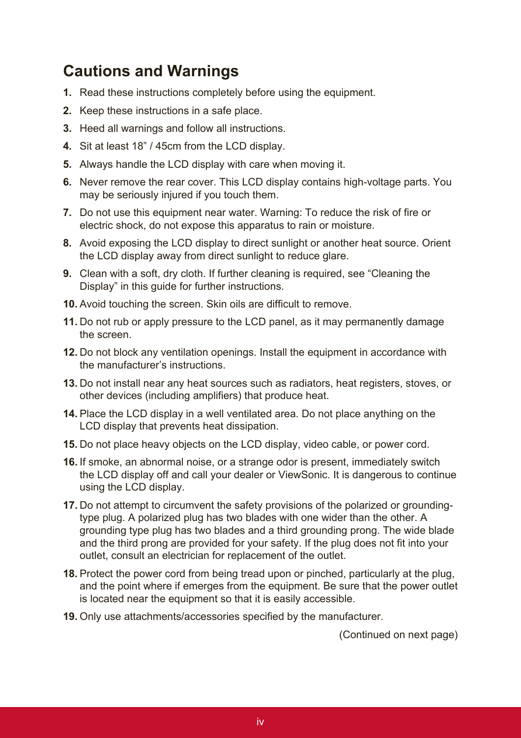## Cautions and Warnings

1. Read these instructions completely before using the equipment.
2. Keep these instructions in a safe place.
3. Heed all warnings and follow all instructions.
4. Sit at least 18" / 45cm from the LCD display.
5. Always handle the LCD display with care when moving it.
6. Never remove the rear cover. This LCD display contains high-voltage parts. You may be seriously injured if you touch them.
7. Do not use this equipment near water. Warning: To reduce the risk of fire or electric shock, do not expose this apparatus to rain or moisture.
8. Avoid exposing the LCD display to direct sunlight or another heat source. Orient the LCD display away from direct sunlight to reduce glare.
9. Clean with a soft, dry cloth. If further cleaning is required, see "Cleaning the Display" in this guide for further instructions.
10. Avoid touching the screen. Skin oils are difficult to remove.
11. Do not rub or apply pressure to the LCD panel, as it may permanently damage the screen.
12. Do not block any ventilation openings. Install the equipment in accordance with the manufacturer's instructions.
13. Do not install near any heat sources such as radiators, heat registers, stoves, or other devices (including amplifiers) that produce heat.
14. Place the LCD display in a well ventilated area. Do not place anything on the LCD display that prevents heat dissipation.
15. Do not place heavy objects on the LCD display, video cable, or power cord.
16. If smoke, an abnormal noise, or a strange odor is present, immediately switch the LCD display off and call your dealer or ViewSonic. It is dangerous to continue using the LCD display.
17. Do not attempt to circumvent the safety provisions of the polarized or grounding-type plug. A polarized plug has two blades with one wider than the other. A grounding type plug has two blades and a third grounding prong. The wide blade and the third prong are provided for your safety. If the plug does not fit into your outlet, consult an electrician for replacement of the outlet.
18. Protect the power cord from being tread upon or pinched, particularly at the plug, and the point where if emerges from the equipment. Be sure that the power outlet is located near the equipment so that it is easily accessible.
19. Only use attachments/accessories specified by the manufacturer.

(Continued on next page)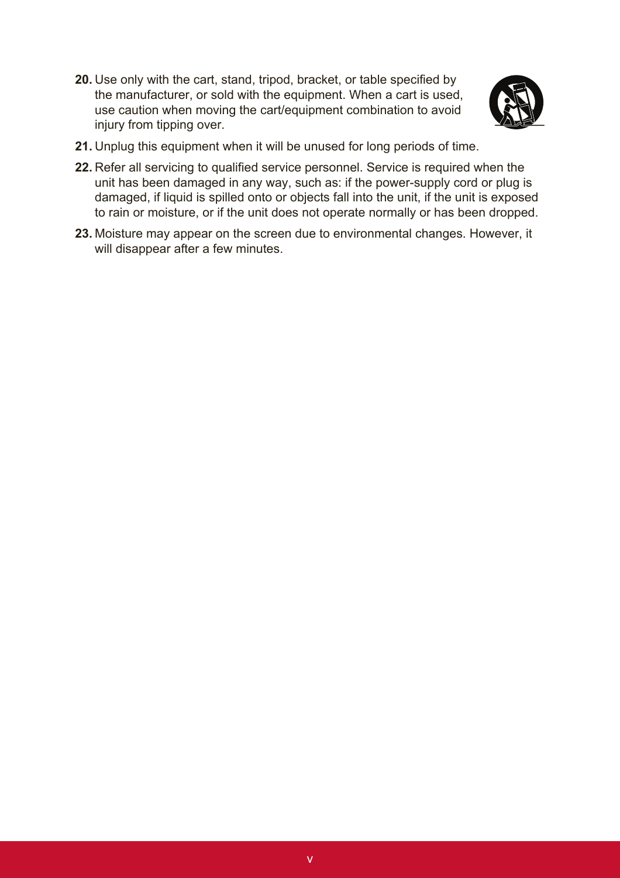20. Use only with the cart, stand, tripod, bracket, or table specified by the manufacturer, or sold with the equipment. When a cart is used, use caution when moving the cart/equipment combination to avoid injury from tipping over.

21. Unplug this equipment when it will be unused for long periods of time.

22. Refer all servicing to qualified service personnel. Service is required when the unit has been damaged in any way, such as: if the power-supply cord or plug is damaged, if liquid is spilled onto or objects fall into the unit, if the unit is exposed to rain or moisture, or if the unit does not operate normally or has been dropped.

23. Moisture may appear on the screen due to environmental changes. However, it will disappear after a few minutes.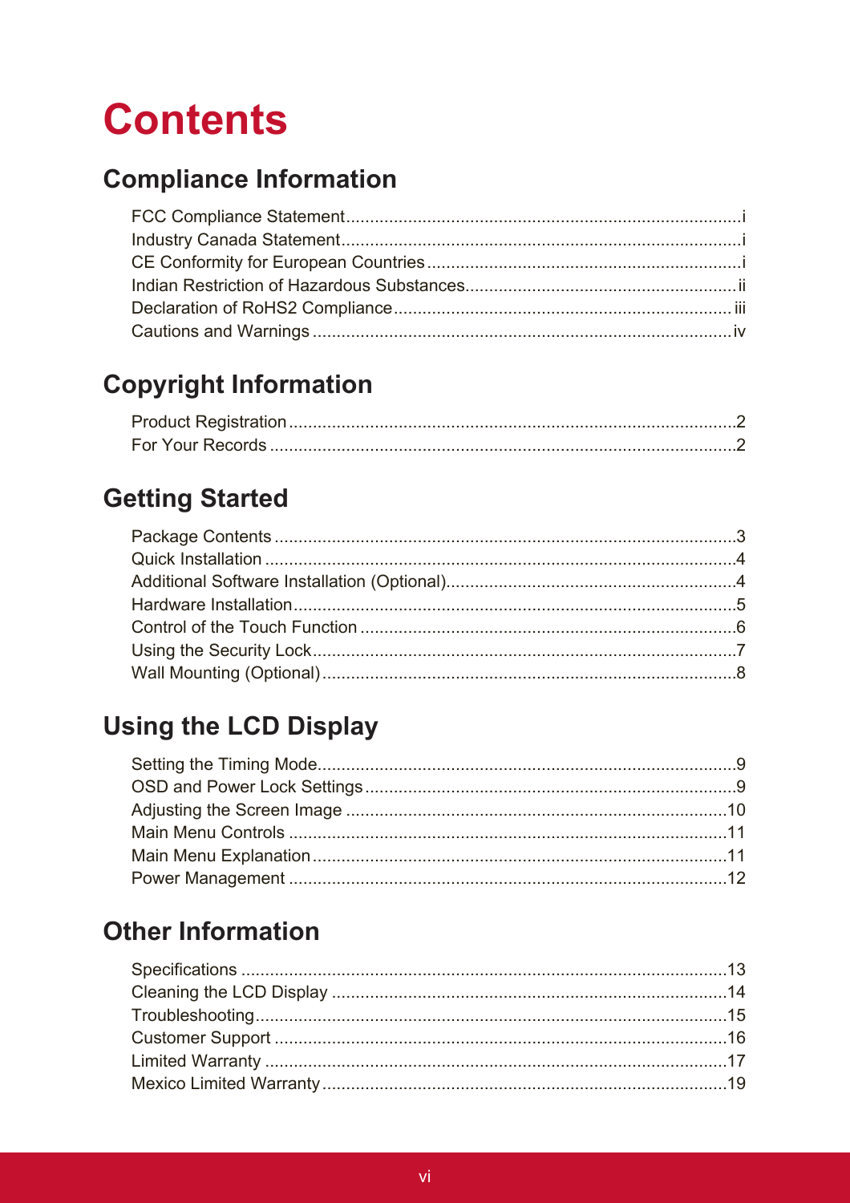# Contents

## Compliance Information

FCC Compliance Statement.................................................................................i
Industry Canada Statement.................................................................................i
CE Conformity for European Countries ...............................................................i
Indian Restriction of Hazardous Substances......................................................ii
Declaration of RoHS2 Compliance.....................................................................iii
Cautions and Warnings .....................................................................................iv

## Copyright Information

Product Registration ..........................................................................................2
For Your Records ...............................................................................................2

## Getting Started

Package Contents ..............................................................................................3
Quick Installation ................................................................................................4
Additional Software Installation (Optional)..........................................................4
Hardware Installation..........................................................................................5
Control of the Touch Function ............................................................................6
Using the Security Lock......................................................................................7
Wall Mounting (Optional) ....................................................................................8

## Using the LCD Display

Setting the Timing Mode.....................................................................................9
OSD and Power Lock Settings ...........................................................................9
Adjusting the Screen Image ..............................................................................10
Main Menu Controls ..........................................................................................11
Main Menu Explanation.....................................................................................11
Power Management ..........................................................................................12

## Other Information

Specifications ...................................................................................................13
Cleaning the LCD Display ................................................................................14
Troubleshooting................................................................................................15
Customer Support ............................................................................................16
Limited Warranty ..............................................................................................17
Mexico Limited Warranty ..................................................................................19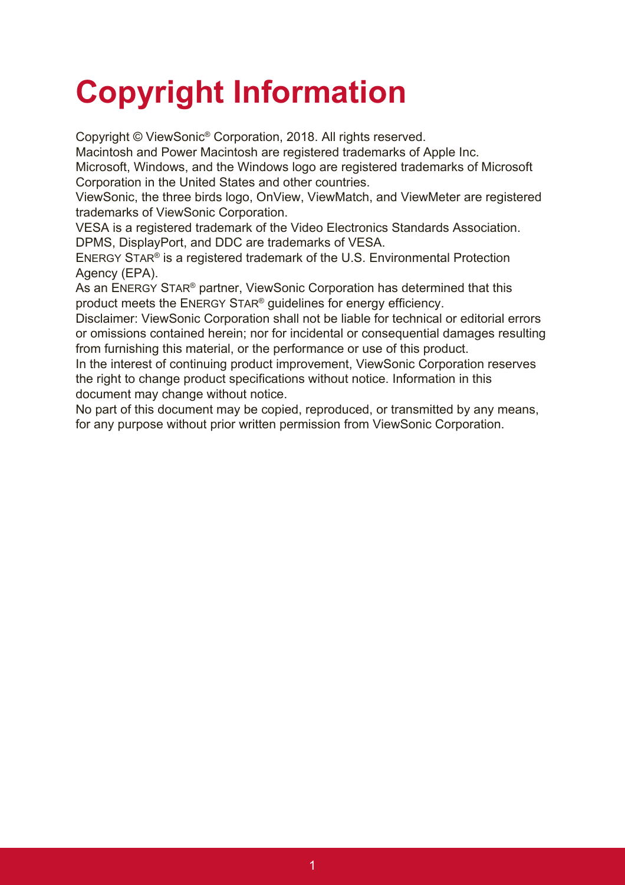# Copyright Information

Copyright © ViewSonic® Corporation, 2018. All rights reserved.
Macintosh and Power Macintosh are registered trademarks of Apple Inc.
Microsoft, Windows, and the Windows logo are registered trademarks of Microsoft Corporation in the United States and other countries.
ViewSonic, the three birds logo, OnView, ViewMatch, and ViewMeter are registered trademarks of ViewSonic Corporation.
VESA is a registered trademark of the Video Electronics Standards Association. DPMS, DisplayPort, and DDC are trademarks of VESA.
ENERGY STAR® is a registered trademark of the U.S. Environmental Protection Agency (EPA).
As an ENERGY STAR® partner, ViewSonic Corporation has determined that this product meets the ENERGY STAR® guidelines for energy efficiency.
Disclaimer: ViewSonic Corporation shall not be liable for technical or editorial errors or omissions contained herein; nor for incidental or consequential damages resulting from furnishing this material, or the performance or use of this product.
In the interest of continuing product improvement, ViewSonic Corporation reserves the right to change product specifications without notice. Information in this document may change without notice.
No part of this document may be copied, reproduced, or transmitted by any means, for any purpose without prior written permission from ViewSonic Corporation.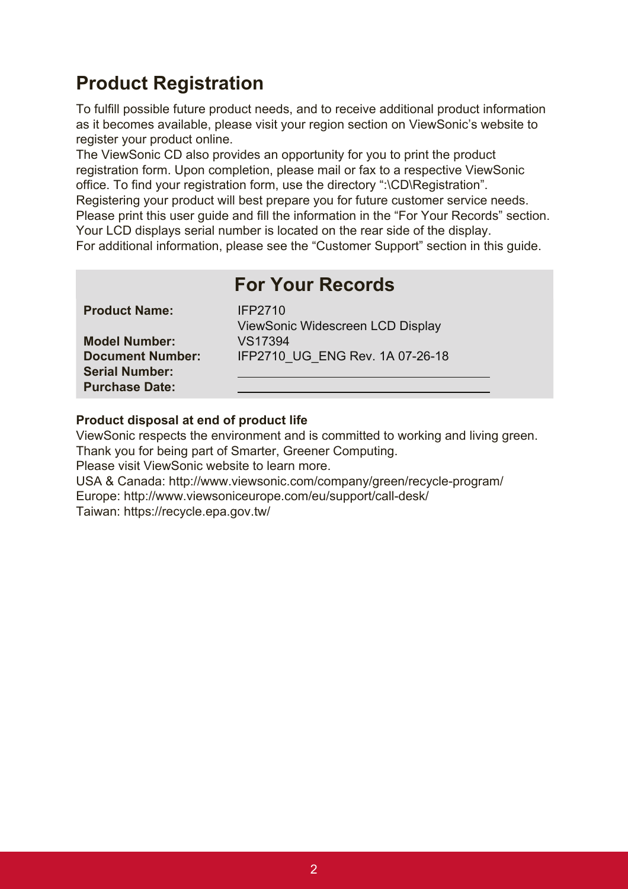# Product Registration

To fulfill possible future product needs, and to receive additional product information as it becomes available, please visit your region section on ViewSonic's website to register your product online.
The ViewSonic CD also provides an opportunity for you to print the product registration form. Upon completion, please mail or fax to a respective ViewSonic office. To find your registration form, use the directory ":\CD\Registration".
Registering your product will best prepare you for future customer service needs.
Please print this user guide and fill the information in the "For Your Records" section.
Your LCD displays serial number is located on the rear side of the display.
For additional information, please see the "Customer Support" section in this guide.

## For Your Records

| | |
|---|---|
| **Product Name:** | IFP2710<br>ViewSonic Widescreen LCD Display |
| **Model Number:** | VS17394 |
| **Document Number:** | IFP2710_UG_ENG Rev. 1A 07-26-18 |
| **Serial Number:** | ______________________________ |
| **Purchase Date:** | ______________________________ |

**Product disposal at end of product life**

ViewSonic respects the environment and is committed to working and living green.
Thank you for being part of Smarter, Greener Computing.
Please visit ViewSonic website to learn more.
USA & Canada: http://www.viewsonic.com/company/green/recycle-program/
Europe: http://www.viewsoniceurope.com/eu/support/call-desk/
Taiwan: https://recycle.epa.gov.tw/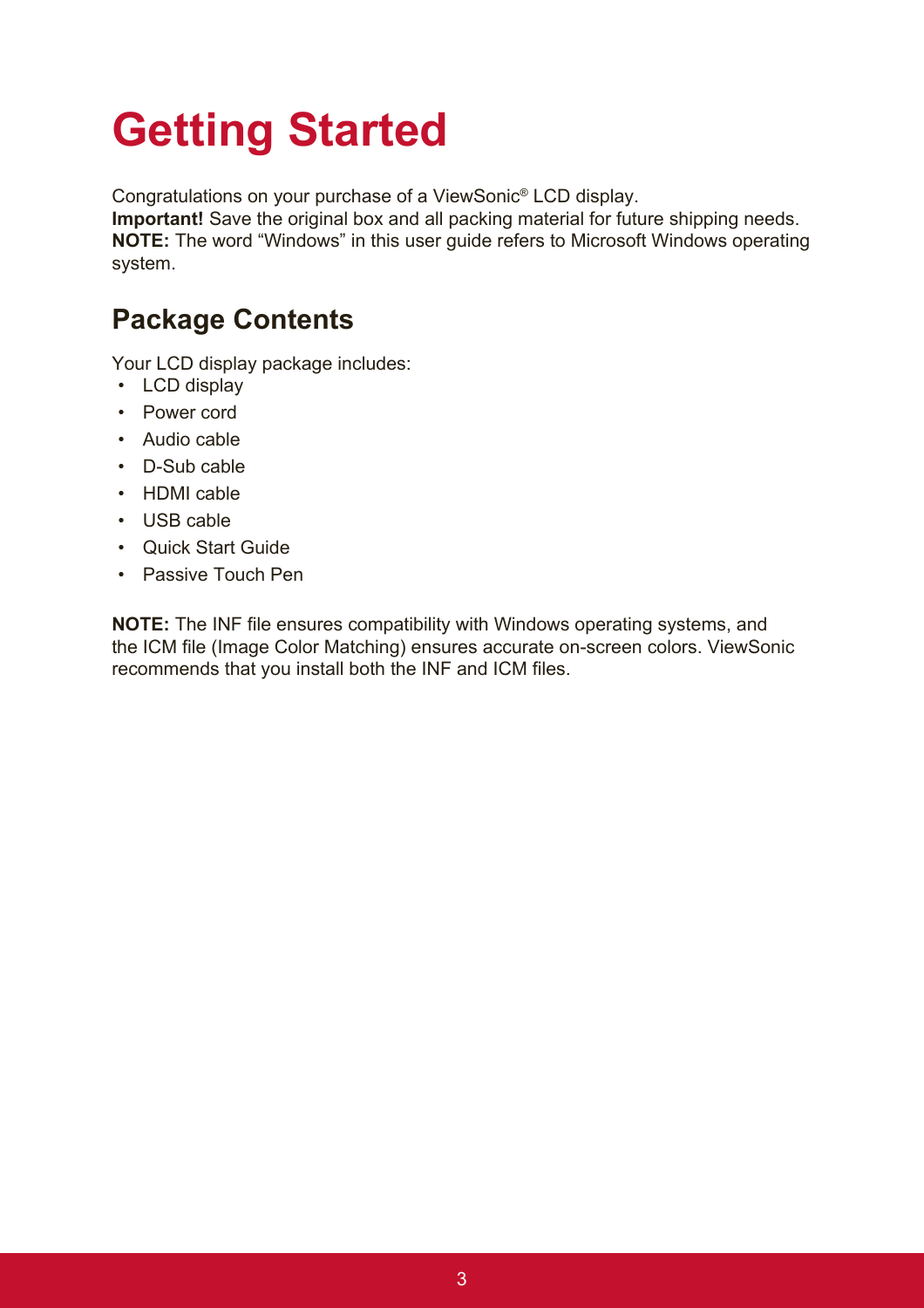# Getting Started

Congratulations on your purchase of a ViewSonic® LCD display.
**Important!** Save the original box and all packing material for future shipping needs.
**NOTE:** The word “Windows” in this user guide refers to Microsoft Windows operating system.

## Package Contents

Your LCD display package includes:

- LCD display
- Power cord
- Audio cable
- D-Sub cable
- HDMI cable
- USB cable
- Quick Start Guide
- Passive Touch Pen

**NOTE:** The INF file ensures compatibility with Windows operating systems, and the ICM file (Image Color Matching) ensures accurate on-screen colors. ViewSonic recommends that you install both the INF and ICM files.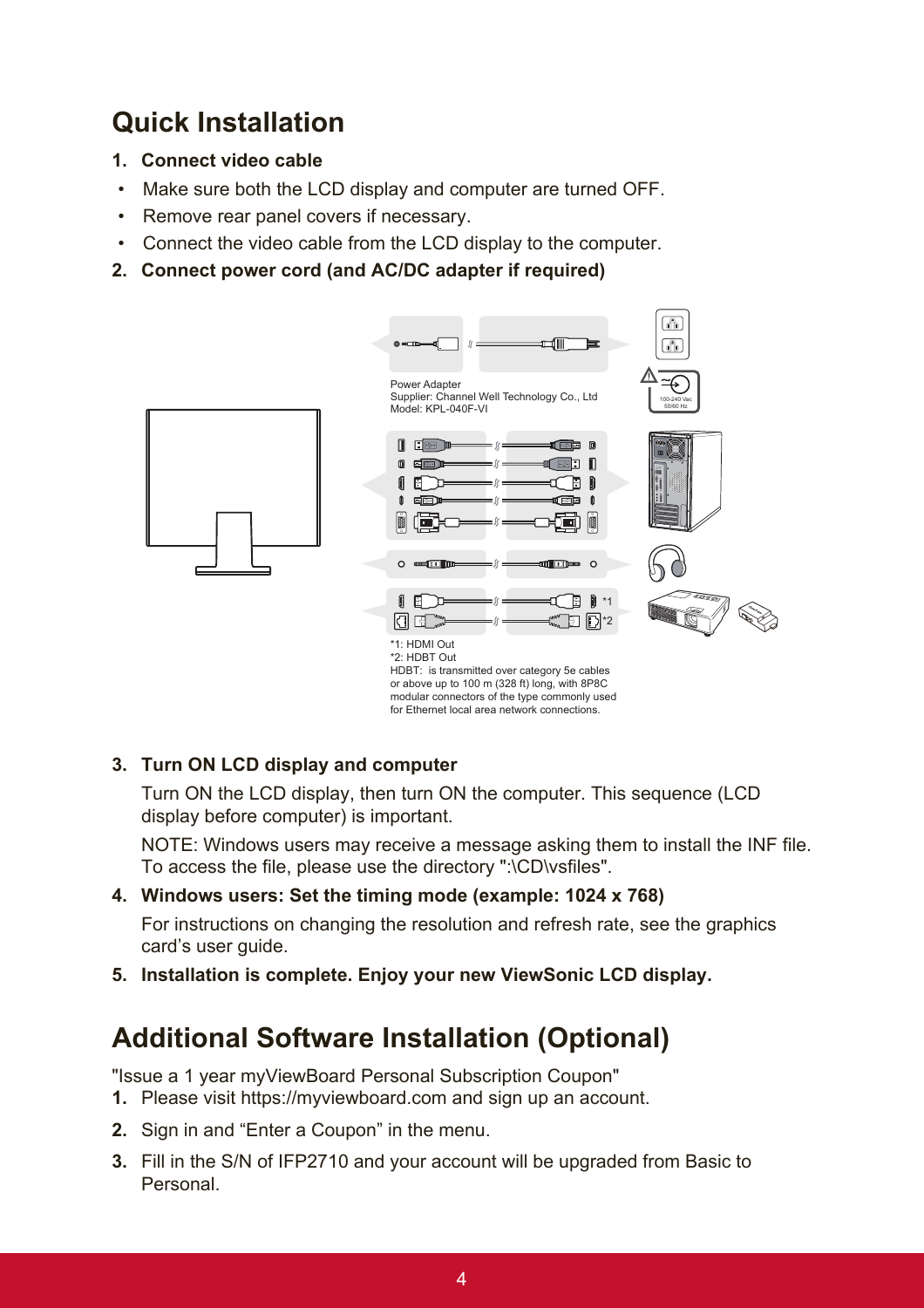## Quick Installation

**1. Connect video cable**

- Make sure both the LCD display and computer are turned OFF.
- Remove rear panel covers if necessary.
- Connect the video cable from the LCD display to the computer.

**2. Connect power cord (and AC/DC adapter if required)**

Power Adapter
Supplier: Channel Well Technology Co., Ltd
Model: KPL-040F-VI

100-240 Vac
50/60 Hz

*1

*2

*1: HDMI Out
*2: HDBT Out
HDBT: is transmitted over category 5e cables or above up to 100 m (328 ft) long, with 8P8C modular connectors of the type commonly used for Ethernet local area network connections.

**3. Turn ON LCD display and computer**

Turn ON the LCD display, then turn ON the computer. This sequence (LCD display before computer) is important.

NOTE: Windows users may receive a message asking them to install the INF file. To access the file, please use the directory ":\CD\vsfiles".

**4. Windows users: Set the timing mode (example: 1024 x 768)**

For instructions on changing the resolution and refresh rate, see the graphics card's user guide.

**5. Installation is complete. Enjoy your new ViewSonic LCD display.**

## Additional Software Installation (Optional)

"Issue a 1 year myViewBoard Personal Subscription Coupon"

1. Please visit https://myviewboard.com and sign up an account.
2. Sign in and "Enter a Coupon" in the menu.
3. Fill in the S/N of IFP2710 and your account will be upgraded from Basic to Personal.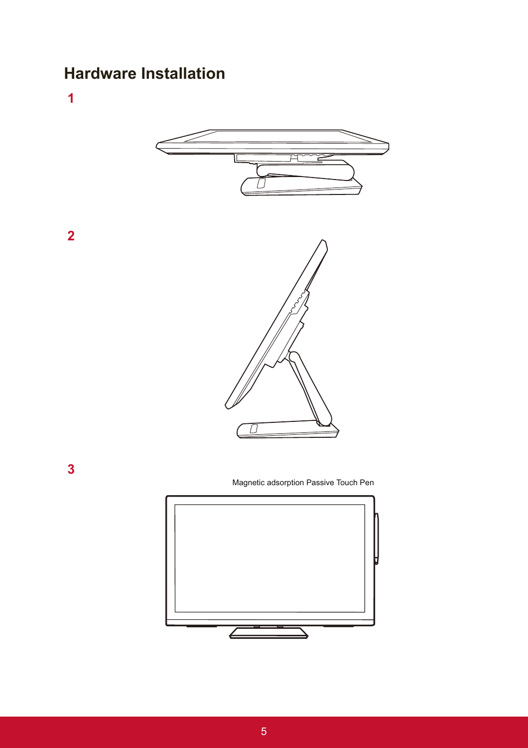## Hardware Installation

1

2

3

Magnetic adsorption Passive Touch Pen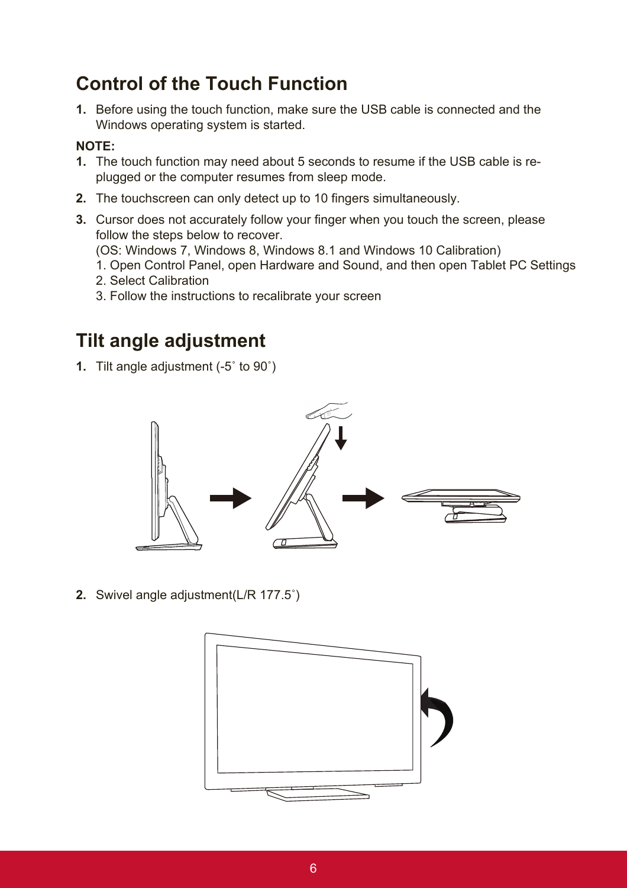## Control of the Touch Function

1. Before using the touch function, make sure the USB cable is connected and the Windows operating system is started.

**NOTE:**

1. The touch function may need about 5 seconds to resume if the USB cable is re-plugged or the computer resumes from sleep mode.
2. The touchscreen can only detect up to 10 fingers simultaneously.
3. Cursor does not accurately follow your finger when you touch the screen, please follow the steps below to recover.
   (OS: Windows 7, Windows 8, Windows 8.1 and Windows 10 Calibration)
   1. Open Control Panel, open Hardware and Sound, and then open Tablet PC Settings
   2. Select Calibration
   3. Follow the instructions to recalibrate your screen

## Tilt angle adjustment

1. Tilt angle adjustment (-5˚ to 90˚)

2. Swivel angle adjustment(L/R 177.5˚)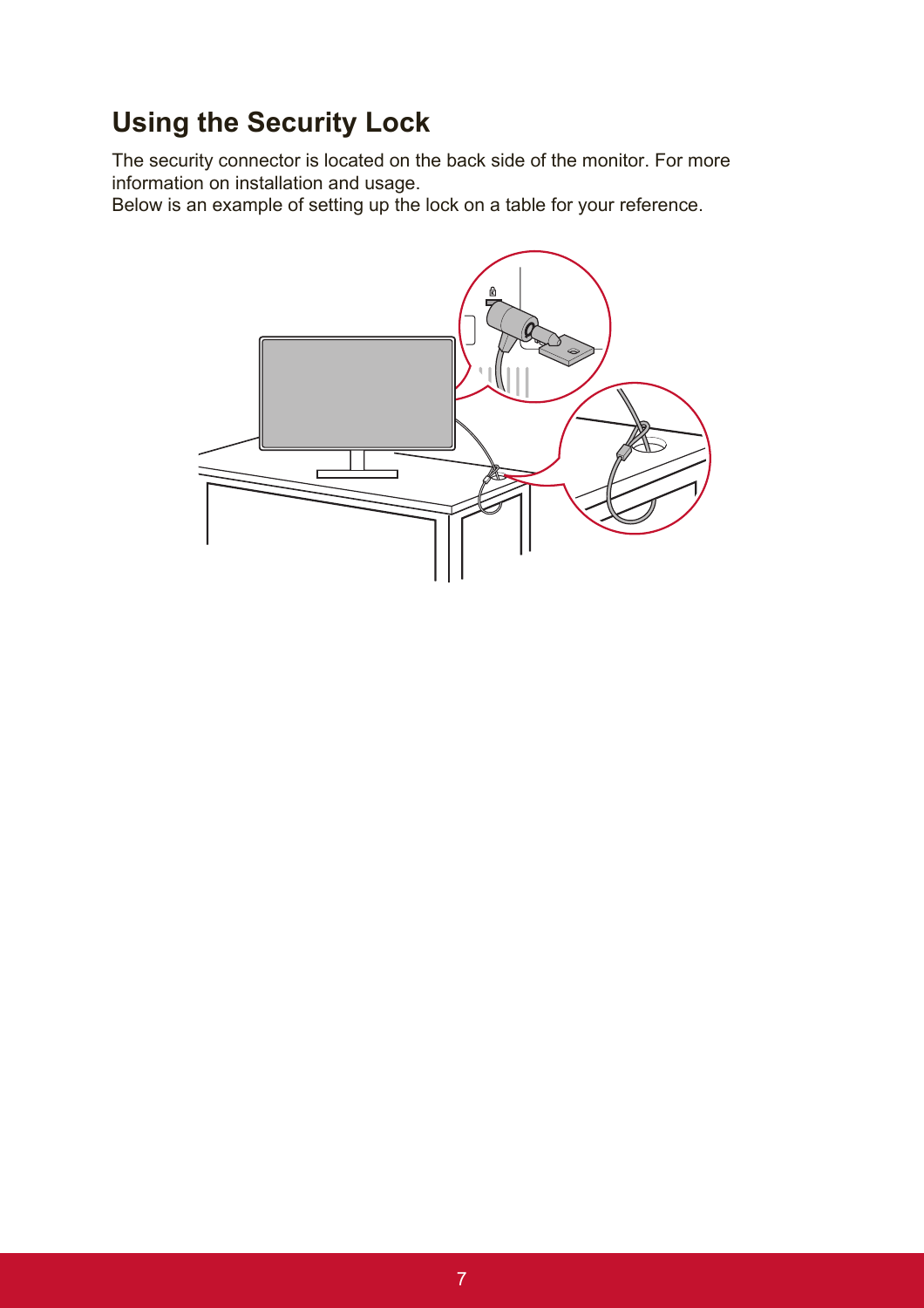## Using the Security Lock

The security connector is located on the back side of the monitor. For more information on installation and usage.
Below is an example of setting up the lock on a table for your reference.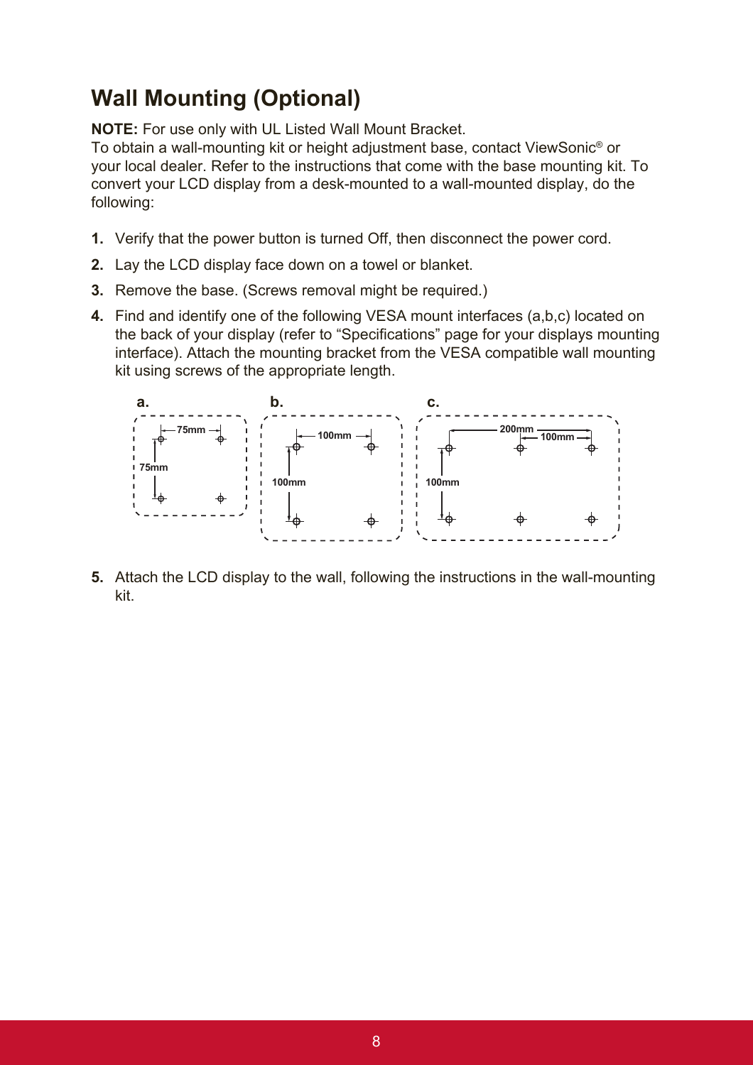## Wall Mounting (Optional)

**NOTE:** For use only with UL Listed Wall Mount Bracket.

To obtain a wall-mounting kit or height adjustment base, contact ViewSonic® or your local dealer. Refer to the instructions that come with the base mounting kit. To convert your LCD display from a desk-mounted to a wall-mounted display, do the following:

1. Verify that the power button is turned Off, then disconnect the power cord.
2. Lay the LCD display face down on a towel or blanket.
3. Remove the base. (Screws removal might be required.)
4. Find and identify one of the following VESA mount interfaces (a,b,c) located on the back of your display (refer to "Specifications" page for your displays mounting interface). Attach the mounting bracket from the VESA compatible wall mounting kit using screws of the appropriate length.

a. 75mm × 75mm

b. 100mm × 100mm

c. 200mm (100mm) × 100mm

5. Attach the LCD display to the wall, following the instructions in the wall-mounting kit.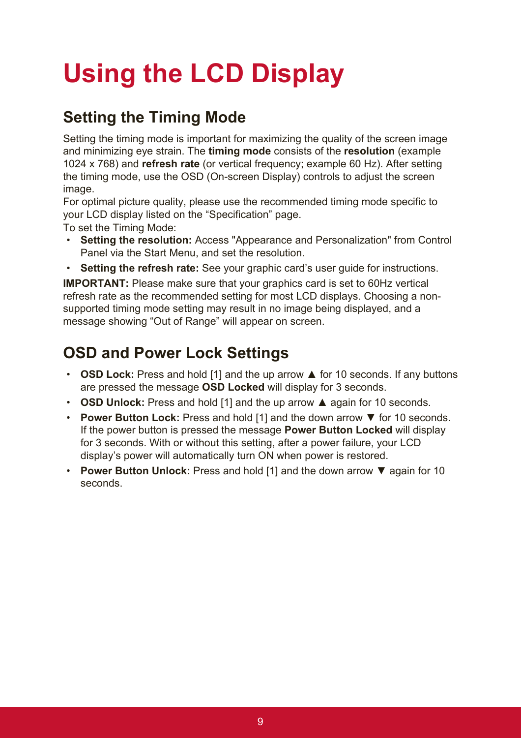# Using the LCD Display

## Setting the Timing Mode

Setting the timing mode is important for maximizing the quality of the screen image and minimizing eye strain. The **timing mode** consists of the **resolution** (example 1024 x 768) and **refresh rate** (or vertical frequency; example 60 Hz). After setting the timing mode, use the OSD (On-screen Display) controls to adjust the screen image.

For optimal picture quality, please use the recommended timing mode specific to your LCD display listed on the “Specification” page.

To set the Timing Mode:

- **Setting the resolution:** Access "Appearance and Personalization" from Control Panel via the Start Menu, and set the resolution.
- **Setting the refresh rate:** See your graphic card’s user guide for instructions.

**IMPORTANT:** Please make sure that your graphics card is set to 60Hz vertical refresh rate as the recommended setting for most LCD displays. Choosing a non-supported timing mode setting may result in no image being displayed, and a message showing “Out of Range” will appear on screen.

## OSD and Power Lock Settings

- **OSD Lock:** Press and hold [1] and the up arrow ▲ for 10 seconds. If any buttons are pressed the message **OSD Locked** will display for 3 seconds.
- **OSD Unlock:** Press and hold [1] and the up arrow ▲ again for 10 seconds.
- **Power Button Lock:** Press and hold [1] and the down arrow ▼ for 10 seconds. If the power button is pressed the message **Power Button Locked** will display for 3 seconds. With or without this setting, after a power failure, your LCD display’s power will automatically turn ON when power is restored.
- **Power Button Unlock:** Press and hold [1] and the down arrow ▼ again for 10 seconds.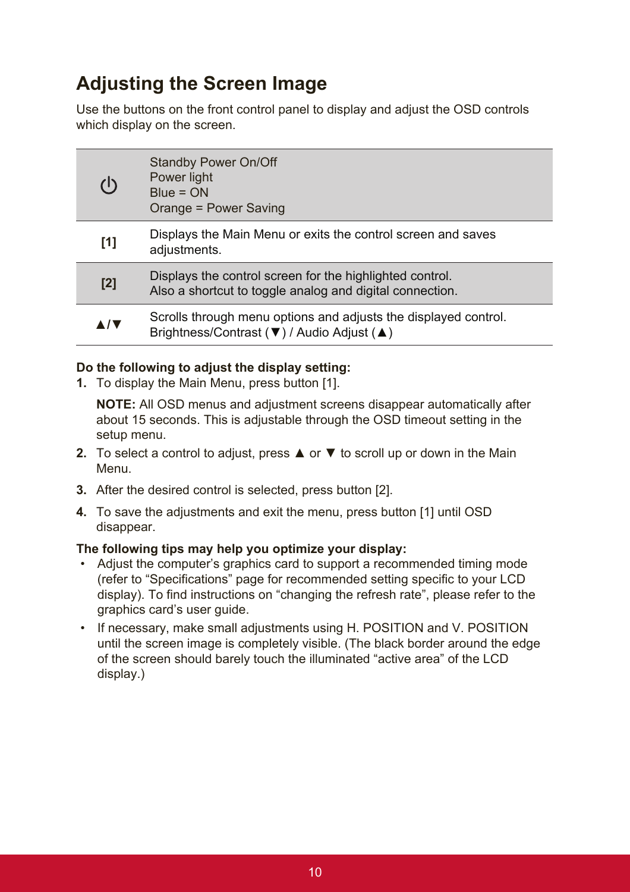## Adjusting the Screen Image

Use the buttons on the front control panel to display and adjust the OSD controls which display on the screen.

| | |
|---|---|
| ⏻ | Standby Power On/Off<br>Power light<br>Blue = ON<br>Orange = Power Saving |
| **[1]** | Displays the Main Menu or exits the control screen and saves adjustments. |
| **[2]** | Displays the control screen for the highlighted control.<br>Also a shortcut to toggle analog and digital connection. |
| **▲/▼** | Scrolls through menu options and adjusts the displayed control.<br>Brightness/Contrast (▼) / Audio Adjust (▲) |

**Do the following to adjust the display setting:**

1. To display the Main Menu, press button [1].

   **NOTE:** All OSD menus and adjustment screens disappear automatically after about 15 seconds. This is adjustable through the OSD timeout setting in the setup menu.

2. To select a control to adjust, press ▲ or ▼ to scroll up or down in the Main Menu.
3. After the desired control is selected, press button [2].
4. To save the adjustments and exit the menu, press button [1] until OSD disappear.

**The following tips may help you optimize your display:**

- Adjust the computer's graphics card to support a recommended timing mode (refer to "Specifications" page for recommended setting specific to your LCD display). To find instructions on "changing the refresh rate", please refer to the graphics card's user guide.
- If necessary, make small adjustments using H. POSITION and V. POSITION until the screen image is completely visible. (The black border around the edge of the screen should barely touch the illuminated "active area" of the LCD display.)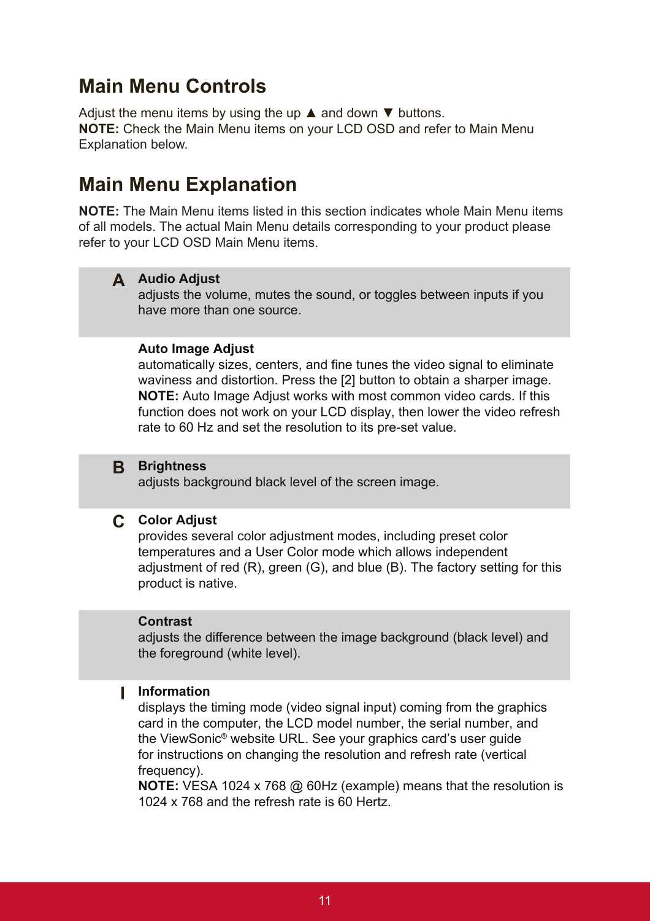## Main Menu Controls

Adjust the menu items by using the up ▲ and down ▼ buttons.
**NOTE:** Check the Main Menu items on your LCD OSD and refer to Main Menu Explanation below.

## Main Menu Explanation

**NOTE:** The Main Menu items listed in this section indicates whole Main Menu items of all models. The actual Main Menu details corresponding to your product please refer to your LCD OSD Main Menu items.

**A**

**Audio Adjust**
adjusts the volume, mutes the sound, or toggles between inputs if you have more than one source.

**Auto Image Adjust**
automatically sizes, centers, and fine tunes the video signal to eliminate waviness and distortion. Press the [2] button to obtain a sharper image.
**NOTE:** Auto Image Adjust works with most common video cards. If this function does not work on your LCD display, then lower the video refresh rate to 60 Hz and set the resolution to its pre-set value.

**B**

**Brightness**
adjusts background black level of the screen image.

**C**

**Color Adjust**
provides several color adjustment modes, including preset color temperatures and a User Color mode which allows independent adjustment of red (R), green (G), and blue (B). The factory setting for this product is native.

**Contrast**
adjusts the difference between the image background (black level) and the foreground (white level).

**I**

**Information**
displays the timing mode (video signal input) coming from the graphics card in the computer, the LCD model number, the serial number, and the ViewSonic® website URL. See your graphics card's user guide for instructions on changing the resolution and refresh rate (vertical frequency).
**NOTE:** VESA 1024 x 768 @ 60Hz (example) means that the resolution is 1024 x 768 and the refresh rate is 60 Hertz.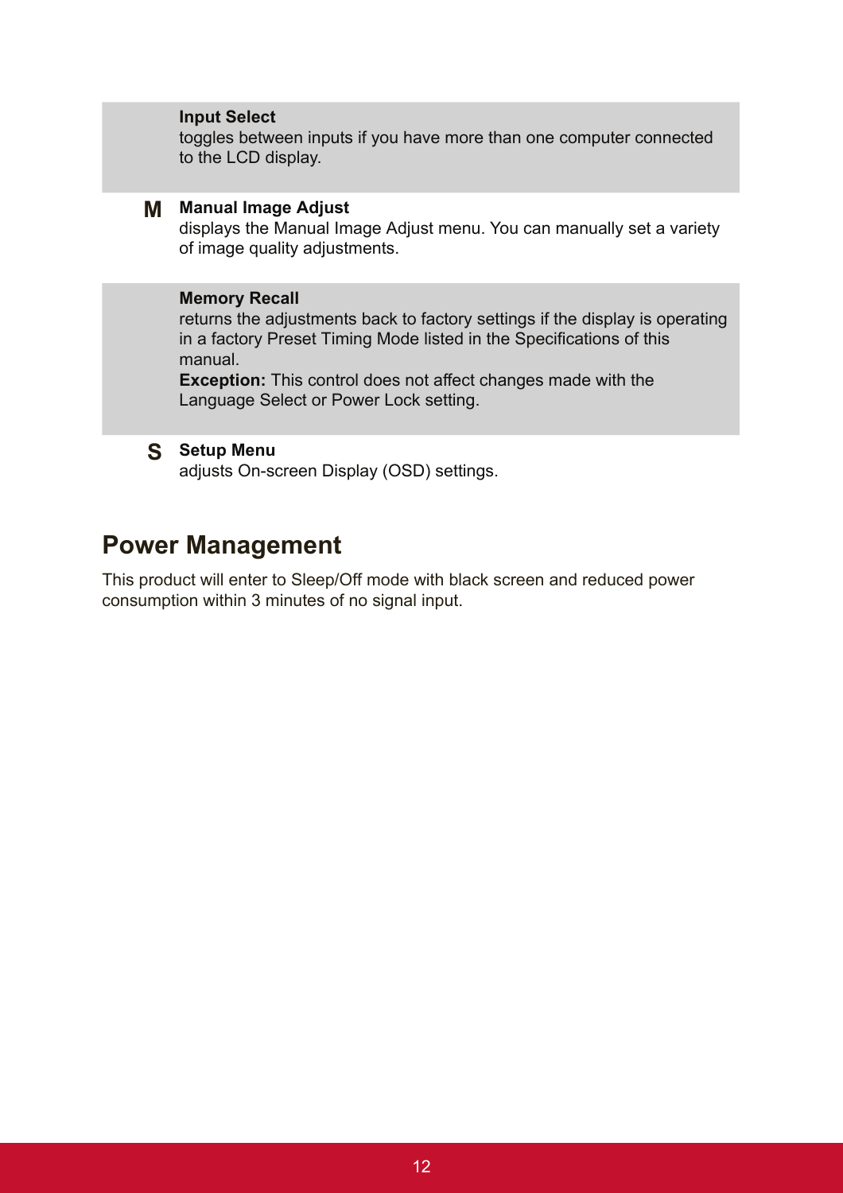**Input Select**
toggles between inputs if you have more than one computer connected to the LCD display.

**M** **Manual Image Adjust**
displays the Manual Image Adjust menu. You can manually set a variety of image quality adjustments.

**Memory Recall**
returns the adjustments back to factory settings if the display is operating in a factory Preset Timing Mode listed in the Specifications of this manual.
**Exception:** This control does not affect changes made with the Language Select or Power Lock setting.

**S** **Setup Menu**
adjusts On-screen Display (OSD) settings.

## Power Management

This product will enter to Sleep/Off mode with black screen and reduced power consumption within 3 minutes of no signal input.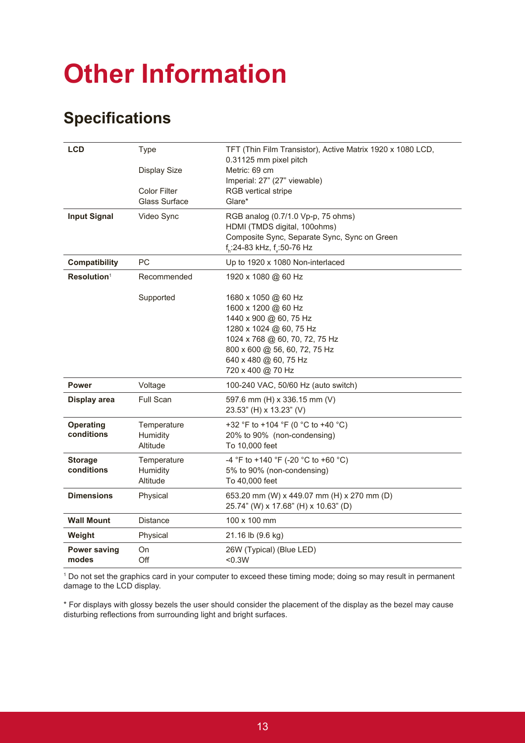# Other Information

## Specifications

| | | |
|---|---|---|
| **LCD** | Type | TFT (Thin Film Transistor), Active Matrix 1920 x 1080 LCD, 0.31125 mm pixel pitch |
| | Display Size | Metric: 69 cm<br>Imperial: 27" (27" viewable) |
| | Color Filter | RGB vertical stripe |
| | Glass Surface | Glare* |
| **Input Signal** | Video Sync | RGB analog (0.7/1.0 Vp-p, 75 ohms)<br>HDMI (TMDS digital, 100ohms)<br>Composite Sync, Separate Sync, Sync on Green<br>$f_h$:24-83 kHz, $f_v$:50-76 Hz |
| **Compatibility** | PC | Up to 1920 x 1080 Non-interlaced |
| **Resolution**[1] | Recommended | 1920 x 1080 @ 60 Hz |
| | Supported | 1680 x 1050 @ 60 Hz<br>1600 x 1200 @ 60 Hz<br>1440 x 900 @ 60, 75 Hz<br>1280 x 1024 @ 60, 75 Hz<br>1024 x 768 @ 60, 70, 72, 75 Hz<br>800 x 600 @ 56, 60, 72, 75 Hz<br>640 x 480 @ 60, 75 Hz<br>720 x 400 @ 70 Hz |
| **Power** | Voltage | 100-240 VAC, 50/60 Hz (auto switch) |
| **Display area** | Full Scan | 597.6 mm (H) x 336.15 mm (V)<br>23.53" (H) x 13.23" (V) |
| **Operating conditions** | Temperature<br>Humidity<br>Altitude | +32 °F to +104 °F (0 °C to +40 °C)<br>20% to 90% (non-condensing)<br>To 10,000 feet |
| **Storage conditions** | Temperature<br>Humidity<br>Altitude | -4 °F to +140 °F (-20 °C to +60 °C)<br>5% to 90% (non-condensing)<br>To 40,000 feet |
| **Dimensions** | Physical | 653.20 mm (W) x 449.07 mm (H) x 270 mm (D)<br>25.74" (W) x 17.68" (H) x 10.63" (D) |
| **Wall Mount** | Distance | 100 x 100 mm |
| **Weight** | Physical | 21.16 lb (9.6 kg) |
| **Power saving modes** | On<br>Off | 26W (Typical) (Blue LED)<br><0.3W |

[1] Do not set the graphics card in your computer to exceed these timing mode; doing so may result in permanent damage to the LCD display.

* For displays with glossy bezels the user should consider the placement of the display as the bezel may cause disturbing reflections from surrounding light and bright surfaces.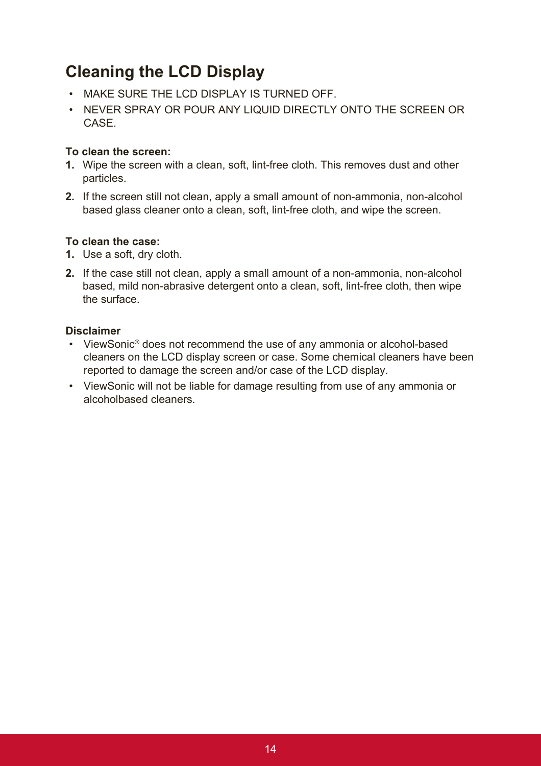## Cleaning the LCD Display

- MAKE SURE THE LCD DISPLAY IS TURNED OFF.
- NEVER SPRAY OR POUR ANY LIQUID DIRECTLY ONTO THE SCREEN OR CASE.

**To clean the screen:**

1. Wipe the screen with a clean, soft, lint-free cloth. This removes dust and other particles.
2. If the screen still not clean, apply a small amount of non-ammonia, non-alcohol based glass cleaner onto a clean, soft, lint-free cloth, and wipe the screen.

**To clean the case:**

1. Use a soft, dry cloth.
2. If the case still not clean, apply a small amount of a non-ammonia, non-alcohol based, mild non-abrasive detergent onto a clean, soft, lint-free cloth, then wipe the surface.

**Disclaimer**

- ViewSonic® does not recommend the use of any ammonia or alcohol-based cleaners on the LCD display screen or case. Some chemical cleaners have been reported to damage the screen and/or case of the LCD display.
- ViewSonic will not be liable for damage resulting from use of any ammonia or alcoholbased cleaners.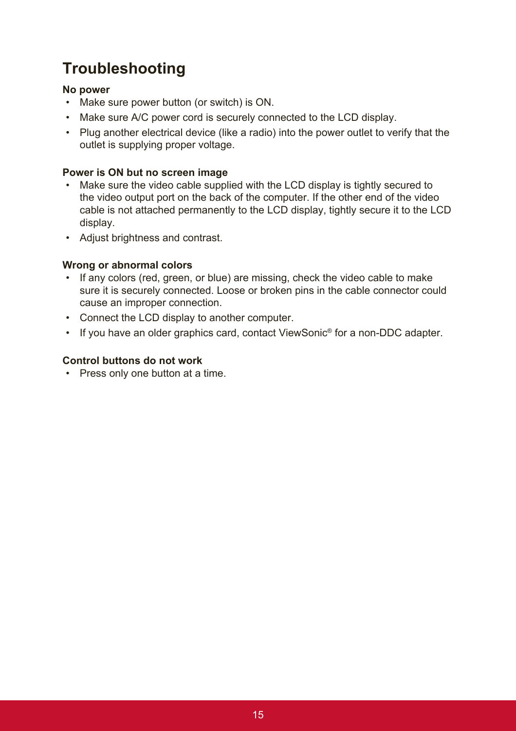# Troubleshooting

**No power**

- Make sure power button (or switch) is ON.
- Make sure A/C power cord is securely connected to the LCD display.
- Plug another electrical device (like a radio) into the power outlet to verify that the outlet is supplying proper voltage.

**Power is ON but no screen image**

- Make sure the video cable supplied with the LCD display is tightly secured to the video output port on the back of the computer. If the other end of the video cable is not attached permanently to the LCD display, tightly secure it to the LCD display.
- Adjust brightness and contrast.

**Wrong or abnormal colors**

- If any colors (red, green, or blue) are missing, check the video cable to make sure it is securely connected. Loose or broken pins in the cable connector could cause an improper connection.
- Connect the LCD display to another computer.
- If you have an older graphics card, contact ViewSonic® for a non-DDC adapter.

**Control buttons do not work**

- Press only one button at a time.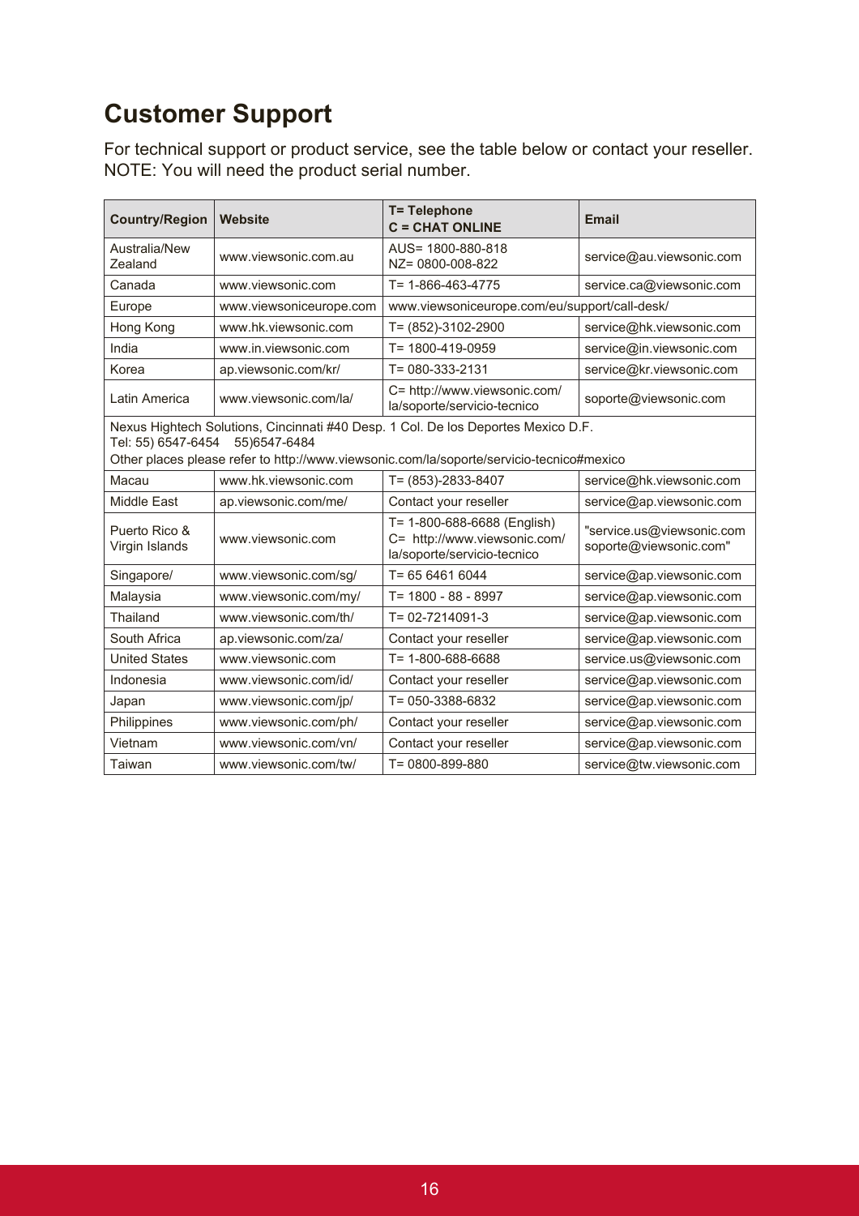# Customer Support

For technical support or product service, see the table below or contact your reseller.
NOTE: You will need the product serial number.

| Country/Region | Website | T= Telephone<br>C = CHAT ONLINE | Email |
|---|---|---|---|
| Australia/New Zealand | www.viewsonic.com.au | AUS= 1800-880-818<br>NZ= 0800-008-822 | service@au.viewsonic.com |
| Canada | www.viewsonic.com | T= 1-866-463-4775 | service.ca@viewsonic.com |
| Europe | www.viewsoniceurope.com | www.viewsoniceurope.com/eu/support/call-desk/ | |
| Hong Kong | www.hk.viewsonic.com | T= (852)-3102-2900 | service@hk.viewsonic.com |
| India | www.in.viewsonic.com | T= 1800-419-0959 | service@in.viewsonic.com |
| Korea | ap.viewsonic.com/kr/ | T= 080-333-2131 | service@kr.viewsonic.com |
| Latin America | www.viewsonic.com/la/ | C= http://www.viewsonic.com/la/soporte/servicio-tecnico | soporte@viewsonic.com |
| Nexus Hightech Solutions, Cincinnati #40 Desp. 1 Col. De los Deportes Mexico D.F.<br>Tel: 55) 6547-6454 55)6547-6484<br>Other places please refer to http://www.viewsonic.com/la/soporte/servicio-tecnico#mexico | | | |
| Macau | www.hk.viewsonic.com | T= (853)-2833-8407 | service@hk.viewsonic.com |
| Middle East | ap.viewsonic.com/me/ | Contact your reseller | service@ap.viewsonic.com |
| Puerto Rico & Virgin Islands | www.viewsonic.com | T= 1-800-688-6688 (English)<br>C= http://www.viewsonic.com/la/soporte/servicio-tecnico | "service.us@viewsonic.com soporte@viewsonic.com" |
| Singapore/ | www.viewsonic.com/sg/ | T= 65 6461 6044 | service@ap.viewsonic.com |
| Malaysia | www.viewsonic.com/my/ | T= 1800 - 88 - 8997 | service@ap.viewsonic.com |
| Thailand | www.viewsonic.com/th/ | T= 02-7214091-3 | service@ap.viewsonic.com |
| South Africa | ap.viewsonic.com/za/ | Contact your reseller | service@ap.viewsonic.com |
| United States | www.viewsonic.com | T= 1-800-688-6688 | service.us@viewsonic.com |
| Indonesia | www.viewsonic.com/id/ | Contact your reseller | service@ap.viewsonic.com |
| Japan | www.viewsonic.com/jp/ | T= 050-3388-6832 | service@ap.viewsonic.com |
| Philippines | www.viewsonic.com/ph/ | Contact your reseller | service@ap.viewsonic.com |
| Vietnam | www.viewsonic.com/vn/ | Contact your reseller | service@ap.viewsonic.com |
| Taiwan | www.viewsonic.com/tw/ | T= 0800-899-880 | service@tw.viewsonic.com |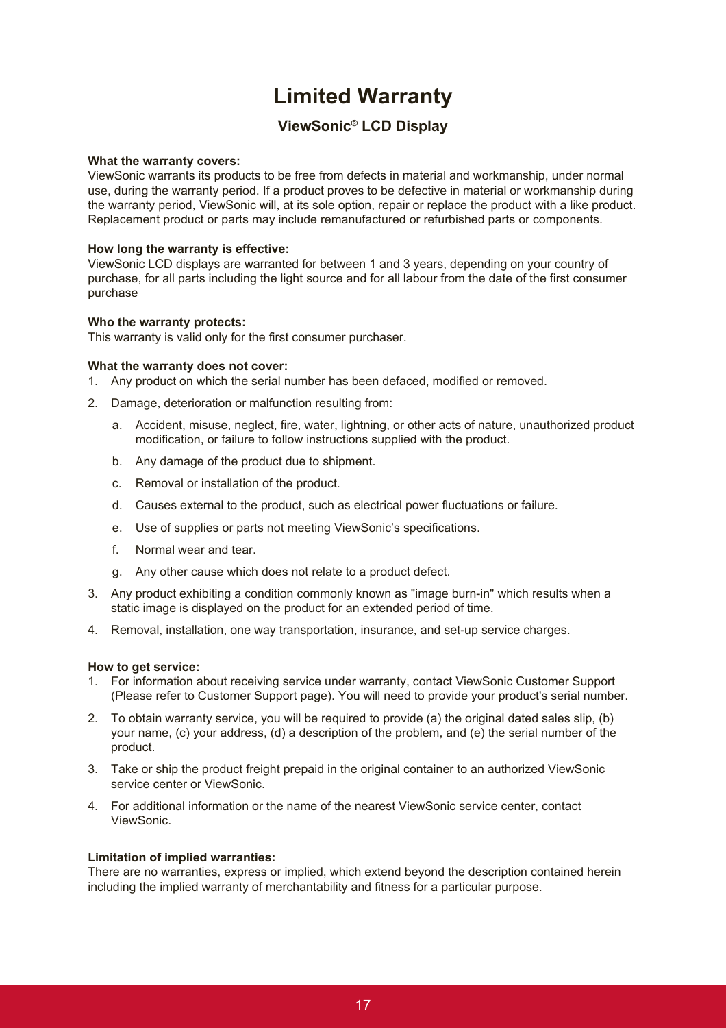# Limited Warranty

## ViewSonic® LCD Display

**What the warranty covers:**
ViewSonic warrants its products to be free from defects in material and workmanship, under normal use, during the warranty period. If a product proves to be defective in material or workmanship during the warranty period, ViewSonic will, at its sole option, repair or replace the product with a like product. Replacement product or parts may include remanufactured or refurbished parts or components.

**How long the warranty is effective:**
ViewSonic LCD displays are warranted for between 1 and 3 years, depending on your country of purchase, for all parts including the light source and for all labour from the date of the first consumer purchase

**Who the warranty protects:**
This warranty is valid only for the first consumer purchaser.

**What the warranty does not cover:**

1. Any product on which the serial number has been defaced, modified or removed.
2. Damage, deterioration or malfunction resulting from:
   a. Accident, misuse, neglect, fire, water, lightning, or other acts of nature, unauthorized product modification, or failure to follow instructions supplied with the product.
   b. Any damage of the product due to shipment.
   c. Removal or installation of the product.
   d. Causes external to the product, such as electrical power fluctuations or failure.
   e. Use of supplies or parts not meeting ViewSonic's specifications.
   f. Normal wear and tear.
   g. Any other cause which does not relate to a product defect.
3. Any product exhibiting a condition commonly known as "image burn-in" which results when a static image is displayed on the product for an extended period of time.
4. Removal, installation, one way transportation, insurance, and set-up service charges.

**How to get service:**

1. For information about receiving service under warranty, contact ViewSonic Customer Support (Please refer to Customer Support page). You will need to provide your product's serial number.
2. To obtain warranty service, you will be required to provide (a) the original dated sales slip, (b) your name, (c) your address, (d) a description of the problem, and (e) the serial number of the product.
3. Take or ship the product freight prepaid in the original container to an authorized ViewSonic service center or ViewSonic.
4. For additional information or the name of the nearest ViewSonic service center, contact ViewSonic.

**Limitation of implied warranties:**
There are no warranties, express or implied, which extend beyond the description contained herein including the implied warranty of merchantability and fitness for a particular purpose.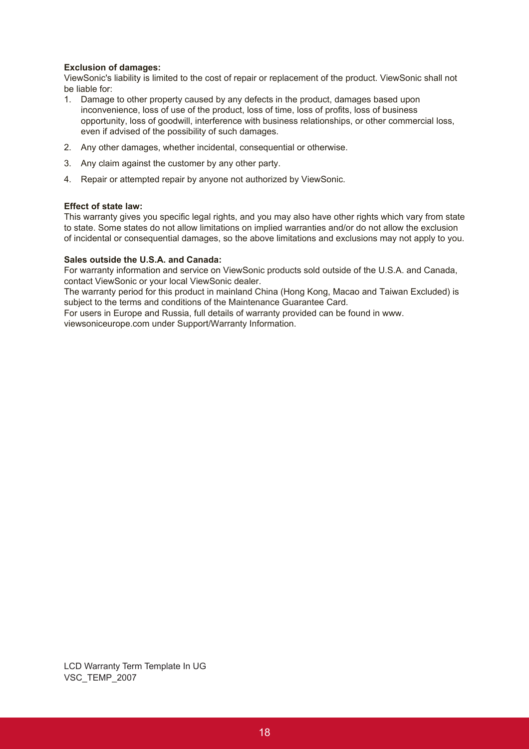**Exclusion of damages:**
ViewSonic's liability is limited to the cost of repair or replacement of the product. ViewSonic shall not be liable for:

1. Damage to other property caused by any defects in the product, damages based upon inconvenience, loss of use of the product, loss of time, loss of profits, loss of business opportunity, loss of goodwill, interference with business relationships, or other commercial loss, even if advised of the possibility of such damages.
2. Any other damages, whether incidental, consequential or otherwise.
3. Any claim against the customer by any other party.
4. Repair or attempted repair by anyone not authorized by ViewSonic.

**Effect of state law:**
This warranty gives you specific legal rights, and you may also have other rights which vary from state to state. Some states do not allow limitations on implied warranties and/or do not allow the exclusion of incidental or consequential damages, so the above limitations and exclusions may not apply to you.

**Sales outside the U.S.A. and Canada:**
For warranty information and service on ViewSonic products sold outside of the U.S.A. and Canada, contact ViewSonic or your local ViewSonic dealer.
The warranty period for this product in mainland China (Hong Kong, Macao and Taiwan Excluded) is subject to the terms and conditions of the Maintenance Guarantee Card.
For users in Europe and Russia, full details of warranty provided can be found in www.viewsoniceurope.com under Support/Warranty Information.

LCD Warranty Term Template In UG
VSC_TEMP_2007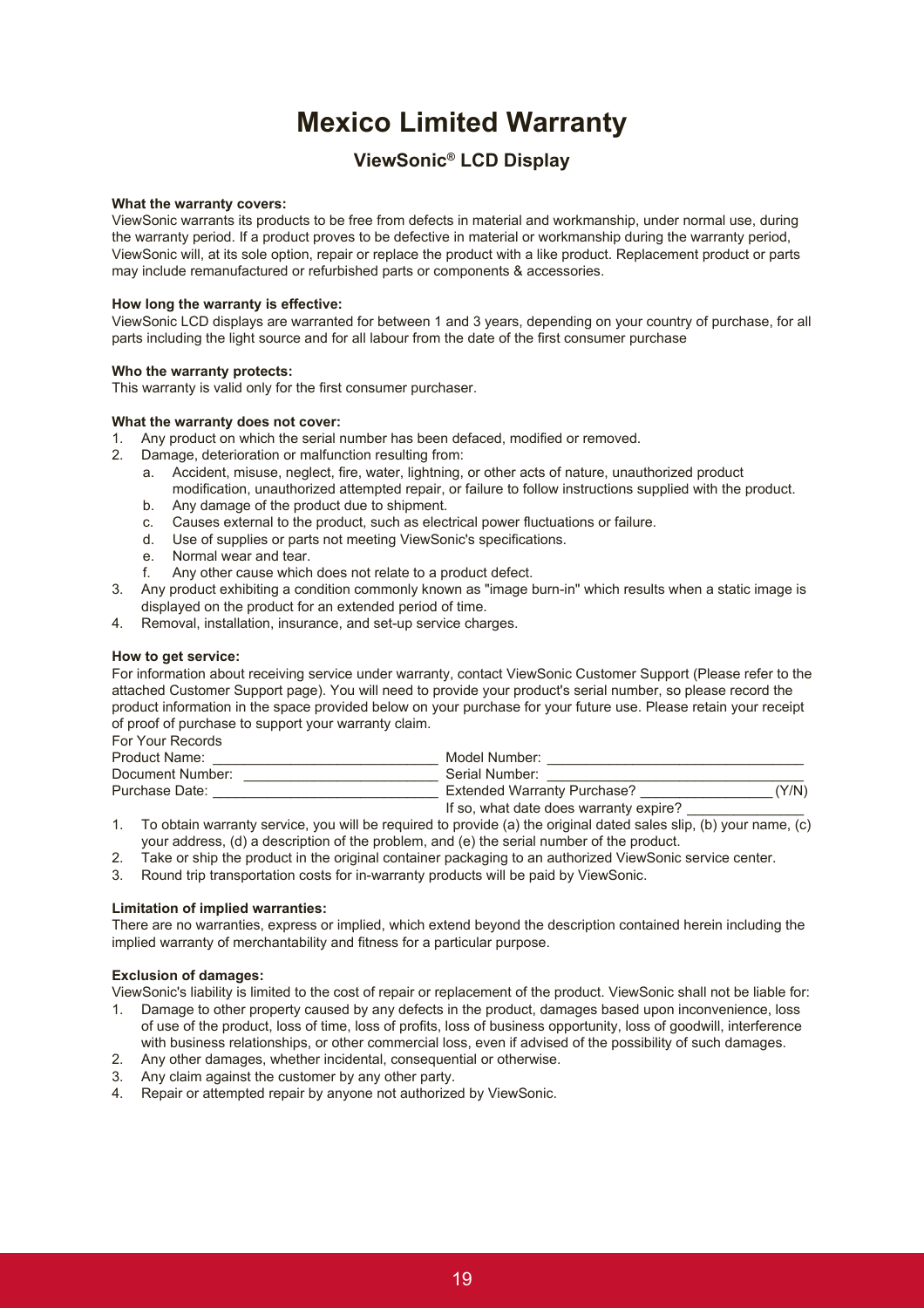# Mexico Limited Warranty

## ViewSonic® LCD Display

**What the warranty covers:**

ViewSonic warrants its products to be free from defects in material and workmanship, under normal use, during the warranty period. If a product proves to be defective in material or workmanship during the warranty period, ViewSonic will, at its sole option, repair or replace the product with a like product. Replacement product or parts may include remanufactured or refurbished parts or components & accessories.

**How long the warranty is effective:**

ViewSonic LCD displays are warranted for between 1 and 3 years, depending on your country of purchase, for all parts including the light source and for all labour from the date of the first consumer purchase

**Who the warranty protects:**

This warranty is valid only for the first consumer purchaser.

**What the warranty does not cover:**

1. Any product on which the serial number has been defaced, modified or removed.
2. Damage, deterioration or malfunction resulting from:
    a. Accident, misuse, neglect, fire, water, lightning, or other acts of nature, unauthorized product modification, unauthorized attempted repair, or failure to follow instructions supplied with the product.
    b. Any damage of the product due to shipment.
    c. Causes external to the product, such as electrical power fluctuations or failure.
    d. Use of supplies or parts not meeting ViewSonic's specifications.
    e. Normal wear and tear.
    f. Any other cause which does not relate to a product defect.
3. Any product exhibiting a condition commonly known as "image burn-in" which results when a static image is displayed on the product for an extended period of time.
4. Removal, installation, insurance, and set-up service charges.

**How to get service:**

For information about receiving service under warranty, contact ViewSonic Customer Support (Please refer to the attached Customer Support page). You will need to provide your product's serial number, so please record the product information in the space provided below on your purchase for your future use. Please retain your receipt of proof of purchase to support your warranty claim.

For Your Records

Product Name: ____________________________ Model Number: ________________________________

Document Number: ________________________ Serial Number: ________________________________

Purchase Date: ____________________________ Extended Warranty Purchase? ________________ (Y/N)

If so, what date does warranty expire? ______________

1. To obtain warranty service, you will be required to provide (a) the original dated sales slip, (b) your name, (c) your address, (d) a description of the problem, and (e) the serial number of the product.
2. Take or ship the product in the original container packaging to an authorized ViewSonic service center.
3. Round trip transportation costs for in-warranty products will be paid by ViewSonic.

**Limitation of implied warranties:**

There are no warranties, express or implied, which extend beyond the description contained herein including the implied warranty of merchantability and fitness for a particular purpose.

**Exclusion of damages:**

ViewSonic's liability is limited to the cost of repair or replacement of the product. ViewSonic shall not be liable for:

1. Damage to other property caused by any defects in the product, damages based upon inconvenience, loss of use of the product, loss of time, loss of profits, loss of business opportunity, loss of goodwill, interference with business relationships, or other commercial loss, even if advised of the possibility of such damages.
2. Any other damages, whether incidental, consequential or otherwise.
3. Any claim against the customer by any other party.
4. Repair or attempted repair by anyone not authorized by ViewSonic.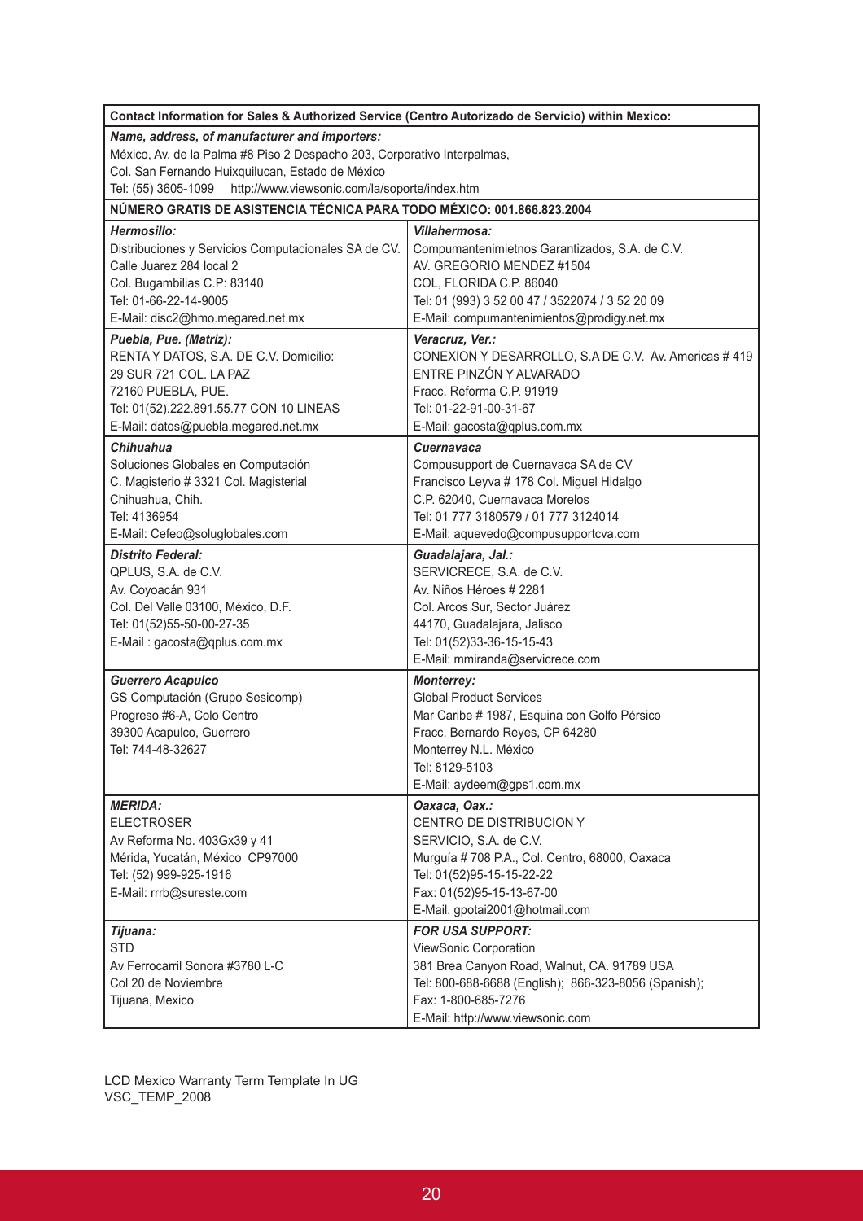| **Contact Information for Sales & Authorized Service (Centro Autorizado de Servicio) within Mexico:** | |
|---|---|
| ***Name, address, of manufacturer and importers:***<br>México, Av. de la Palma #8 Piso 2 Despacho 203, Corporativo Interpalmas,<br>Col. San Fernando Huixquilucan, Estado de México<br>Tel: (55) 3605-1099 http://www.viewsonic.com/la/soporte/index.htm | |
| **NÚMERO GRATIS DE ASISTENCIA TÉCNICA PARA TODO MÉXICO: 001.866.823.2004** | |
| ***Hermosillo:***<br>Distribuciones y Servicios Computacionales SA de CV.<br>Calle Juarez 284 local 2<br>Col. Bugambilias C.P: 83140<br>Tel: 01-66-22-14-9005<br>E-Mail: disc2@hmo.megared.net.mx | ***Villahermosa:***<br>Compumantenimietnos Garantizados, S.A. de C.V.<br>AV. GREGORIO MENDEZ #1504<br>COL, FLORIDA C.P. 86040<br>Tel: 01 (993) 3 52 00 47 / 3522074 / 3 52 20 09<br>E-Mail: compumantenimientos@prodigy.net.mx |
| ***Puebla, Pue. (Matriz):***<br>RENTA Y DATOS, S.A. DE C.V. Domicilio:<br>29 SUR 721 COL. LA PAZ<br>72160 PUEBLA, PUE.<br>Tel: 01(52).222.891.55.77 CON 10 LINEAS<br>E-Mail: datos@puebla.megared.net.mx | ***Veracruz, Ver.:***<br>CONEXION Y DESARROLLO, S.A DE C.V. Av. Americas # 419<br>ENTRE PINZÓN Y ALVARADO<br>Fracc. Reforma C.P. 91919<br>Tel: 01-22-91-00-31-67<br>E-Mail: gacosta@qplus.com.mx |
| ***Chihuahua***<br>Soluciones Globales en Computación<br>C. Magisterio # 3321 Col. Magisterial<br>Chihuahua, Chih.<br>Tel: 4136954<br>E-Mail: Cefeo@soluglobales.com | ***Cuernavaca***<br>Compusupport de Cuernavaca SA de CV<br>Francisco Leyva # 178 Col. Miguel Hidalgo<br>C.P. 62040, Cuernavaca Morelos<br>Tel: 01 777 3180579 / 01 777 3124014<br>E-Mail: aquevedo@compusupportcva.com |
| ***Distrito Federal:***<br>QPLUS, S.A. de C.V.<br>Av. Coyoacán 931<br>Col. Del Valle 03100, México, D.F.<br>Tel: 01(52)55-50-00-27-35<br>E-Mail : gacosta@qplus.com.mx | ***Guadalajara, Jal.:***<br>SERVICRECE, S.A. de C.V.<br>Av. Niños Héroes # 2281<br>Col. Arcos Sur, Sector Juárez<br>44170, Guadalajara, Jalisco<br>Tel: 01(52)33-36-15-15-43<br>E-Mail: mmiranda@servicrece.com |
| ***Guerrero Acapulco***<br>GS Computación (Grupo Sesicomp)<br>Progreso #6-A, Colo Centro<br>39300 Acapulco, Guerrero<br>Tel: 744-48-32627 | ***Monterrey:***<br>Global Product Services<br>Mar Caribe # 1987, Esquina con Golfo Pérsico<br>Fracc. Bernardo Reyes, CP 64280<br>Monterrey N.L. México<br>Tel: 8129-5103<br>E-Mail: aydeem@gps1.com.mx |
| ***MERIDA:***<br>ELECTROSER<br>Av Reforma No. 403Gx39 y 41<br>Mérida, Yucatán, México CP97000<br>Tel: (52) 999-925-1916<br>E-Mail: rrrb@sureste.com | ***Oaxaca, Oax.:***<br>CENTRO DE DISTRIBUCION Y<br>SERVICIO, S.A. de C.V.<br>Murguía # 708 P.A., Col. Centro, 68000, Oaxaca<br>Tel: 01(52)95-15-15-22-22<br>Fax: 01(52)95-15-13-67-00<br>E-Mail. gpotai2001@hotmail.com |
| ***Tijuana:***<br>STD<br>Av Ferrocarril Sonora #3780 L-C<br>Col 20 de Noviembre<br>Tijuana, Mexico | ***FOR USA SUPPORT:***<br>ViewSonic Corporation<br>381 Brea Canyon Road, Walnut, CA. 91789 USA<br>Tel: 800-688-6688 (English); 866-323-8056 (Spanish);<br>Fax: 1-800-685-7276<br>E-Mail: http://www.viewsonic.com |

LCD Mexico Warranty Term Template In UG
VSC_TEMP_2008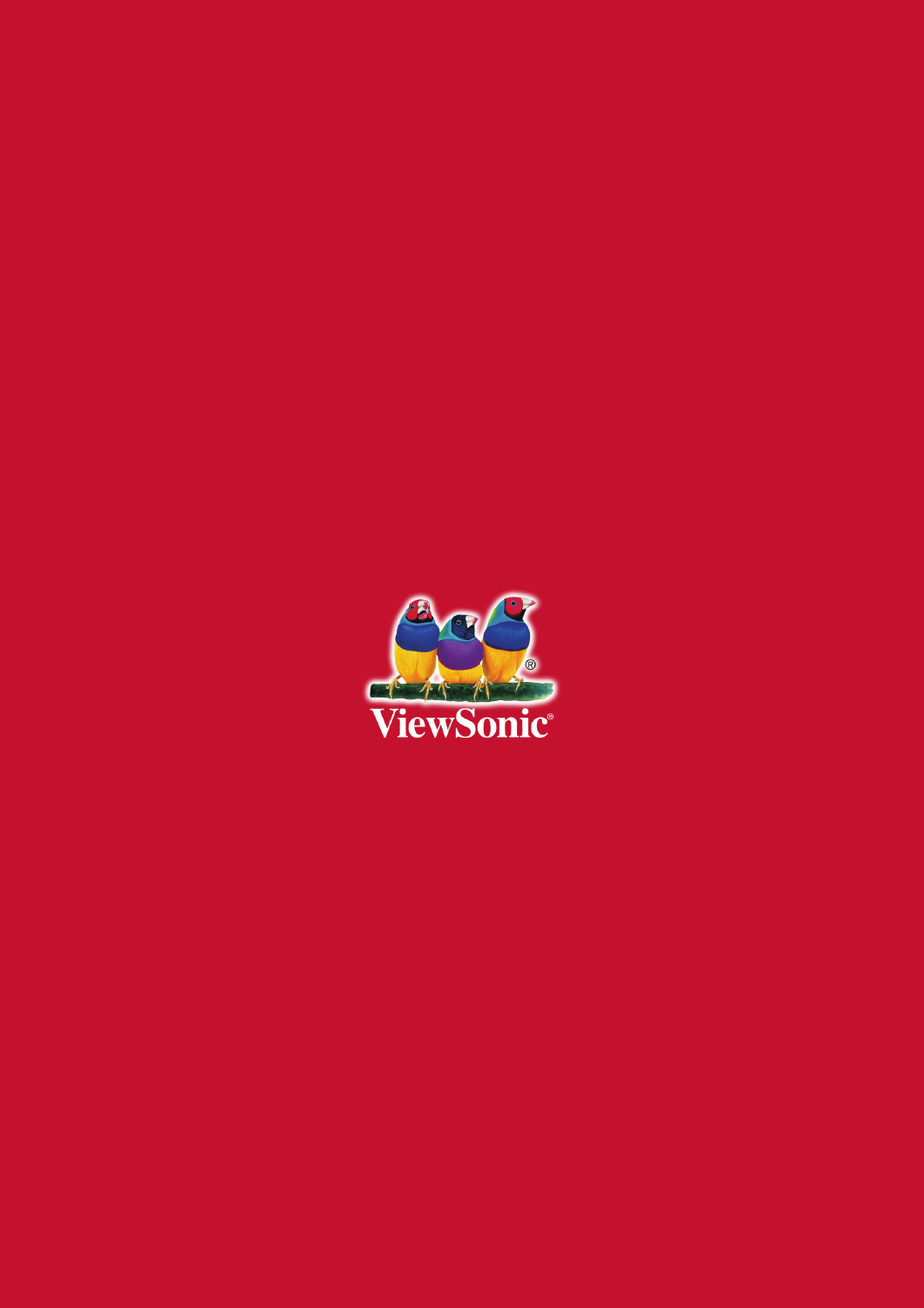ViewSonic®